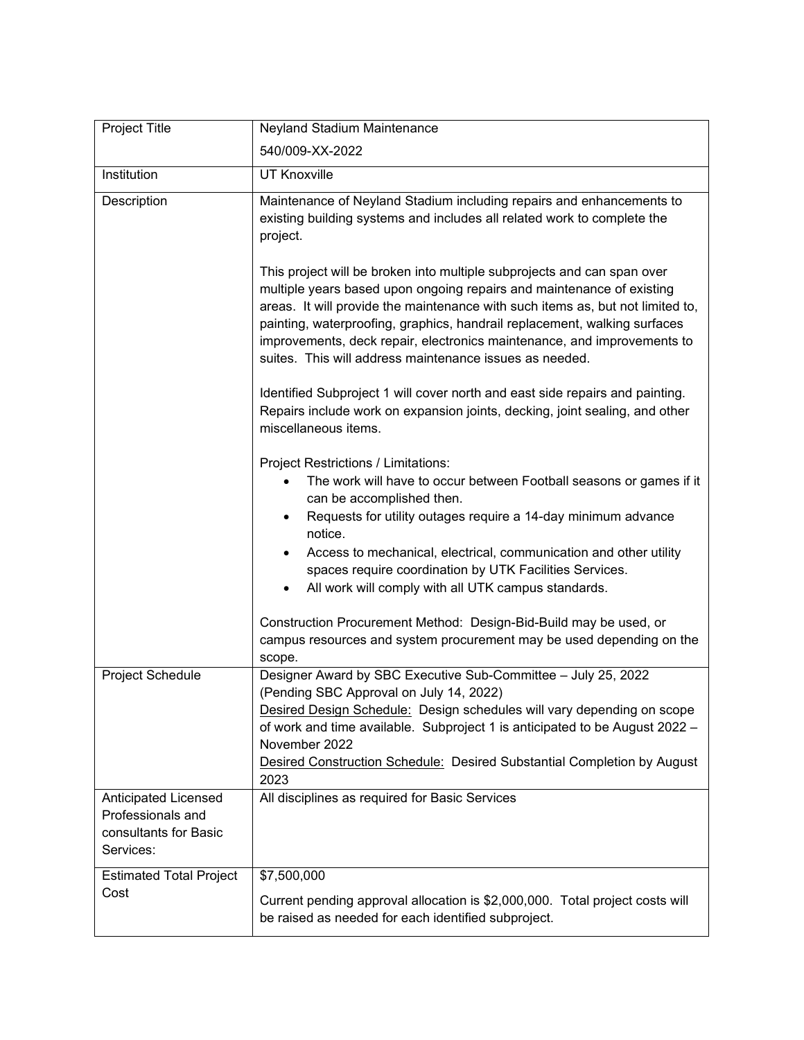| Project Title | Neyland Stadium Maintenance<br><br>540/009-XX-2022 |
|---|---|
| Institution | UT Knoxville |
| Description | Maintenance of Neyland Stadium including repairs and enhancements to existing building systems and includes all related work to complete the project.<br><br>This project will be broken into multiple subprojects and can span over multiple years based upon ongoing repairs and maintenance of existing areas. It will provide the maintenance with such items as, but not limited to, painting, waterproofing, graphics, handrail replacement, walking surfaces improvements, deck repair, electronics maintenance, and improvements to suites. This will address maintenance issues as needed.<br><br>Identified Subproject 1 will cover north and east side repairs and painting. Repairs include work on expansion joints, decking, joint sealing, and other miscellaneous items.<br><br>Project Restrictions / Limitations:<br>• The work will have to occur between Football seasons or games if it can be accomplished then.<br>• Requests for utility outages require a 14-day minimum advance notice.<br>• Access to mechanical, electrical, communication and other utility spaces require coordination by UTK Facilities Services.<br>• All work will comply with all UTK campus standards.<br><br>Construction Procurement Method: Design-Bid-Build may be used, or campus resources and system procurement may be used depending on the scope. |
| Project Schedule | Designer Award by SBC Executive Sub-Committee – July 25, 2022 (Pending SBC Approval on July 14, 2022)<br><u>Desired Design Schedule:</u> Design schedules will vary depending on scope of work and time available. Subproject 1 is anticipated to be August 2022 – November 2022<br><u>Desired Construction Schedule:</u> Desired Substantial Completion by August 2023 |
| Anticipated Licensed Professionals and consultants for Basic Services: | All disciplines as required for Basic Services |
| Estimated Total Project Cost | $7,500,000<br><br>Current pending approval allocation is $2,000,000. Total project costs will be raised as needed for each identified subproject. |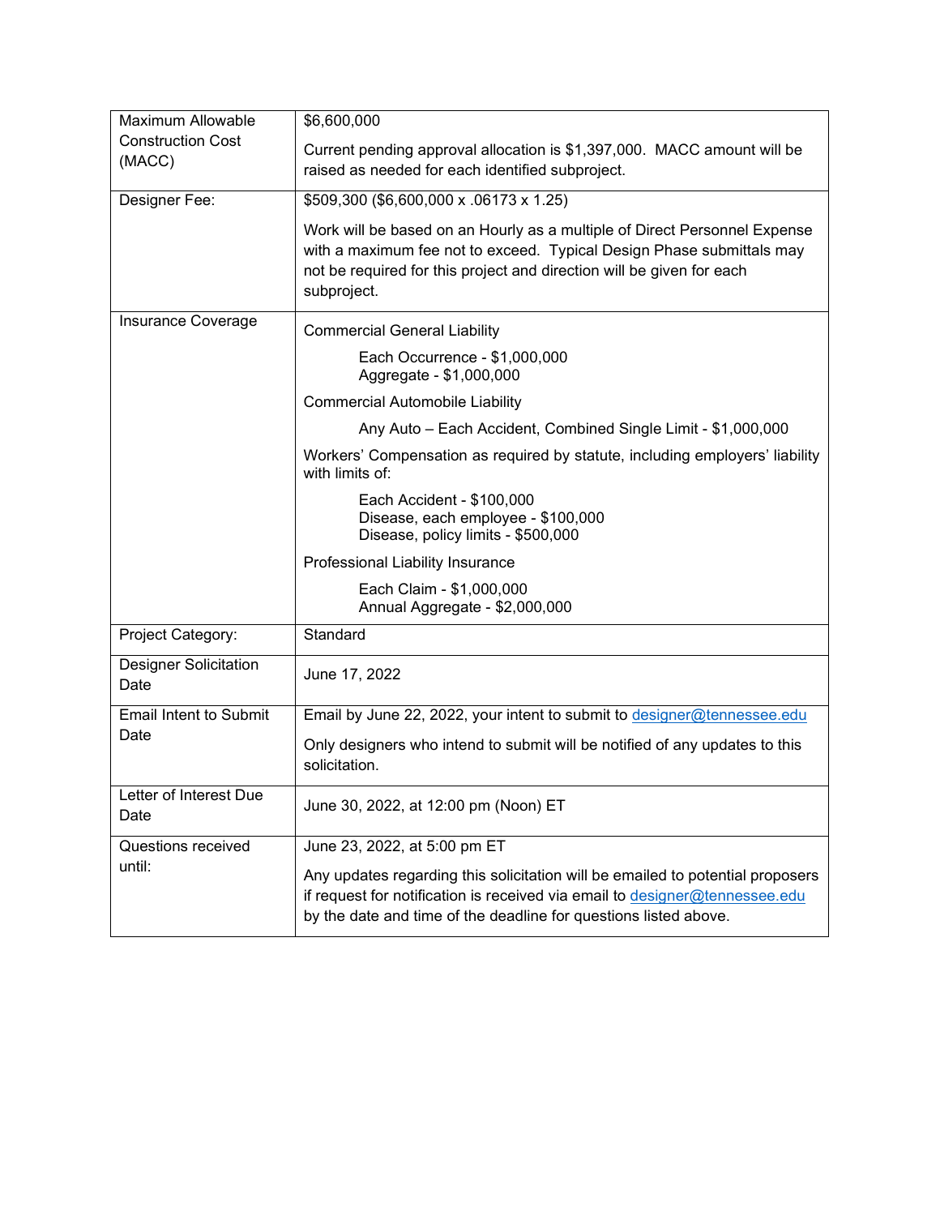| | |
|---|---|
| Maximum Allowable Construction Cost (MACC) | $6,600,000<br><br>Current pending approval allocation is $1,397,000. MACC amount will be raised as needed for each identified subproject. |
| Designer Fee: | $509,300 ($6,600,000 x .06173 x 1.25)<br><br>Work will be based on an Hourly as a multiple of Direct Personnel Expense with a maximum fee not to exceed. Typical Design Phase submittals may not be required for this project and direction will be given for each subproject. |
| Insurance Coverage | Commercial General Liability<br><br>Each Occurrence - $1,000,000<br>Aggregate - $1,000,000<br><br>Commercial Automobile Liability<br><br>Any Auto – Each Accident, Combined Single Limit - $1,000,000<br><br>Workers' Compensation as required by statute, including employers' liability with limits of:<br><br>Each Accident - $100,000<br>Disease, each employee - $100,000<br>Disease, policy limits - $500,000<br><br>Professional Liability Insurance<br><br>Each Claim - $1,000,000<br>Annual Aggregate - $2,000,000 |
| Project Category: | Standard |
| Designer Solicitation Date | June 17, 2022 |
| Email Intent to Submit Date | Email by June 22, 2022, your intent to submit to designer@tennessee.edu<br><br>Only designers who intend to submit will be notified of any updates to this solicitation. |
| Letter of Interest Due Date | June 30, 2022, at 12:00 pm (Noon) ET |
| Questions received until: | June 23, 2022, at 5:00 pm ET<br><br>Any updates regarding this solicitation will be emailed to potential proposers if request for notification is received via email to designer@tennessee.edu by the date and time of the deadline for questions listed above. |